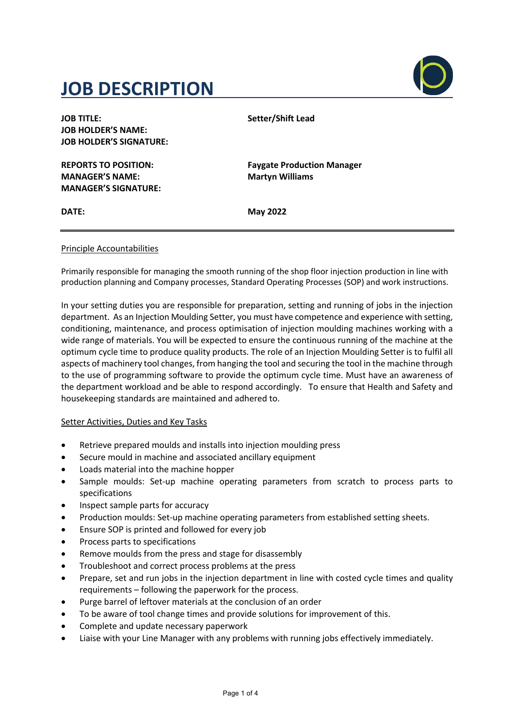# JOB DESCRIPTION

| | |
|---|---|
| **JOB TITLE:** | **Setter/Shift Lead** |
| **JOB HOLDER'S NAME:** | |
| **JOB HOLDER'S SIGNATURE:** | |
| **REPORTS TO POSITION:** | **Faygate Production Manager** |
| **MANAGER'S NAME:** | **Martyn Williams** |
| **MANAGER'S SIGNATURE:** | |
| **DATE:** | **May 2022** |

---

Principle Accountabilities

Primarily responsible for managing the smooth running of the shop floor injection production in line with production planning and Company processes, Standard Operating Processes (SOP) and work instructions.

In your setting duties you are responsible for preparation, setting and running of jobs in the injection department. As an Injection Moulding Setter, you must have competence and experience with setting, conditioning, maintenance, and process optimisation of injection moulding machines working with a wide range of materials. You will be expected to ensure the continuous running of the machine at the optimum cycle time to produce quality products. The role of an Injection Moulding Setter is to fulfil all aspects of machinery tool changes, from hanging the tool and securing the tool in the machine through to the use of programming software to provide the optimum cycle time. Must have an awareness of the department workload and be able to respond accordingly. To ensure that Health and Safety and housekeeping standards are maintained and adhered to.

Setter Activities, Duties and Key Tasks

- Retrieve prepared moulds and installs into injection moulding press
- Secure mould in machine and associated ancillary equipment
- Loads material into the machine hopper
- Sample moulds: Set-up machine operating parameters from scratch to process parts to specifications
- Inspect sample parts for accuracy
- Production moulds: Set-up machine operating parameters from established setting sheets.
- Ensure SOP is printed and followed for every job
- Process parts to specifications
- Remove moulds from the press and stage for disassembly
- Troubleshoot and correct process problems at the press
- Prepare, set and run jobs in the injection department in line with costed cycle times and quality requirements – following the paperwork for the process.
- Purge barrel of leftover materials at the conclusion of an order
- To be aware of tool change times and provide solutions for improvement of this.
- Complete and update necessary paperwork
- Liaise with your Line Manager with any problems with running jobs effectively immediately.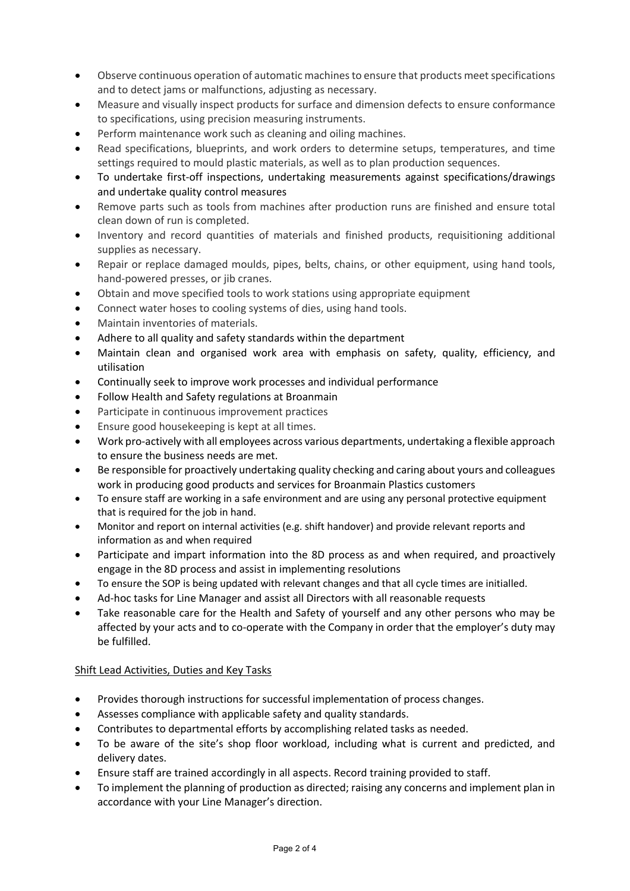- Observe continuous operation of automatic machines to ensure that products meet specifications and to detect jams or malfunctions, adjusting as necessary.
- Measure and visually inspect products for surface and dimension defects to ensure conformance to specifications, using precision measuring instruments.
- Perform maintenance work such as cleaning and oiling machines.
- Read specifications, blueprints, and work orders to determine setups, temperatures, and time settings required to mould plastic materials, as well as to plan production sequences.
- To undertake first-off inspections, undertaking measurements against specifications/drawings and undertake quality control measures
- Remove parts such as tools from machines after production runs are finished and ensure total clean down of run is completed.
- Inventory and record quantities of materials and finished products, requisitioning additional supplies as necessary.
- Repair or replace damaged moulds, pipes, belts, chains, or other equipment, using hand tools, hand-powered presses, or jib cranes.
- Obtain and move specified tools to work stations using appropriate equipment
- Connect water hoses to cooling systems of dies, using hand tools.
- Maintain inventories of materials.
- Adhere to all quality and safety standards within the department
- Maintain clean and organised work area with emphasis on safety, quality, efficiency, and utilisation
- Continually seek to improve work processes and individual performance
- Follow Health and Safety regulations at Broanmain
- Participate in continuous improvement practices
- Ensure good housekeeping is kept at all times.
- Work pro-actively with all employees across various departments, undertaking a flexible approach to ensure the business needs are met.
- Be responsible for proactively undertaking quality checking and caring about yours and colleagues work in producing good products and services for Broanmain Plastics customers
- To ensure staff are working in a safe environment and are using any personal protective equipment that is required for the job in hand.
- Monitor and report on internal activities (e.g. shift handover) and provide relevant reports and information as and when required
- Participate and impart information into the 8D process as and when required, and proactively engage in the 8D process and assist in implementing resolutions
- To ensure the SOP is being updated with relevant changes and that all cycle times are initialled.
- Ad-hoc tasks for Line Manager and assist all Directors with all reasonable requests
- Take reasonable care for the Health and Safety of yourself and any other persons who may be affected by your acts and to co-operate with the Company in order that the employer's duty may be fulfilled.

<u>Shift Lead Activities, Duties and Key Tasks</u>

- Provides thorough instructions for successful implementation of process changes.
- Assesses compliance with applicable safety and quality standards.
- Contributes to departmental efforts by accomplishing related tasks as needed.
- To be aware of the site's shop floor workload, including what is current and predicted, and delivery dates.
- Ensure staff are trained accordingly in all aspects. Record training provided to staff.
- To implement the planning of production as directed; raising any concerns and implement plan in accordance with your Line Manager's direction.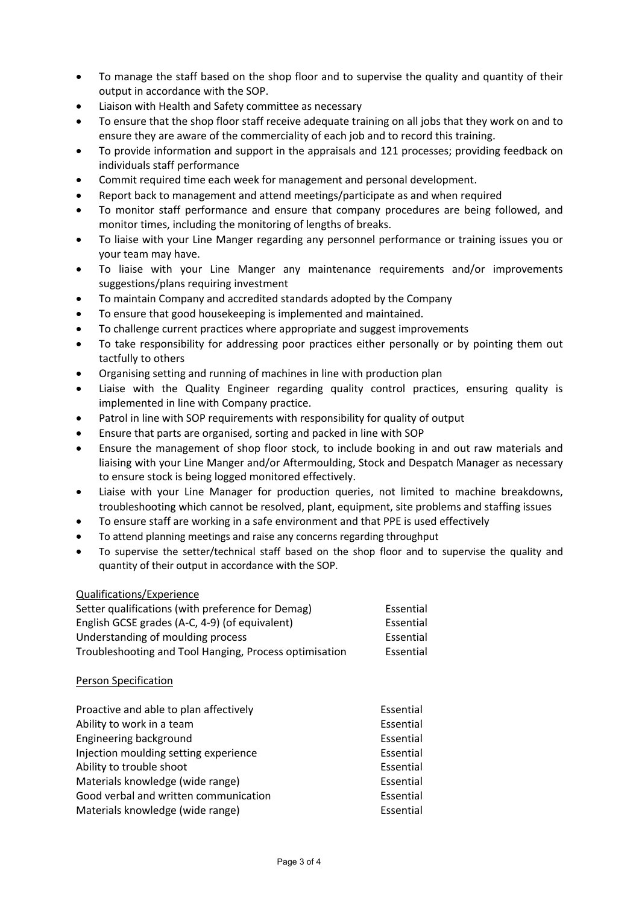- To manage the staff based on the shop floor and to supervise the quality and quantity of their output in accordance with the SOP.
- Liaison with Health and Safety committee as necessary
- To ensure that the shop floor staff receive adequate training on all jobs that they work on and to ensure they are aware of the commerciality of each job and to record this training.
- To provide information and support in the appraisals and 121 processes; providing feedback on individuals staff performance
- Commit required time each week for management and personal development.
- Report back to management and attend meetings/participate as and when required
- To monitor staff performance and ensure that company procedures are being followed, and monitor times, including the monitoring of lengths of breaks.
- To liaise with your Line Manger regarding any personnel performance or training issues you or your team may have.
- To liaise with your Line Manger any maintenance requirements and/or improvements suggestions/plans requiring investment
- To maintain Company and accredited standards adopted by the Company
- To ensure that good housekeeping is implemented and maintained.
- To challenge current practices where appropriate and suggest improvements
- To take responsibility for addressing poor practices either personally or by pointing them out tactfully to others
- Organising setting and running of machines in line with production plan
- Liaise with the Quality Engineer regarding quality control practices, ensuring quality is implemented in line with Company practice.
- Patrol in line with SOP requirements with responsibility for quality of output
- Ensure that parts are organised, sorting and packed in line with SOP
- Ensure the management of shop floor stock, to include booking in and out raw materials and liaising with your Line Manger and/or Aftermoulding, Stock and Despatch Manager as necessary to ensure stock is being logged monitored effectively.
- Liaise with your Line Manager for production queries, not limited to machine breakdowns, troubleshooting which cannot be resolved, plant, equipment, site problems and staffing issues
- To ensure staff are working in a safe environment and that PPE is used effectively
- To attend planning meetings and raise any concerns regarding throughput
- To supervise the setter/technical staff based on the shop floor and to supervise the quality and quantity of their output in accordance with the SOP.

<u>Qualifications/Experience</u>

| | |
|---|---|
| Setter qualifications (with preference for Demag) | Essential |
| English GCSE grades (A-C, 4-9) (of equivalent) | Essential |
| Understanding of moulding process | Essential |
| Troubleshooting and Tool Hanging, Process optimisation | Essential |

<u>Person Specification</u>

| | |
|---|---|
| Proactive and able to plan affectively | Essential |
| Ability to work in a team | Essential |
| Engineering background | Essential |
| Injection moulding setting experience | Essential |
| Ability to trouble shoot | Essential |
| Materials knowledge (wide range) | Essential |
| Good verbal and written communication | Essential |
| Materials knowledge (wide range) | Essential |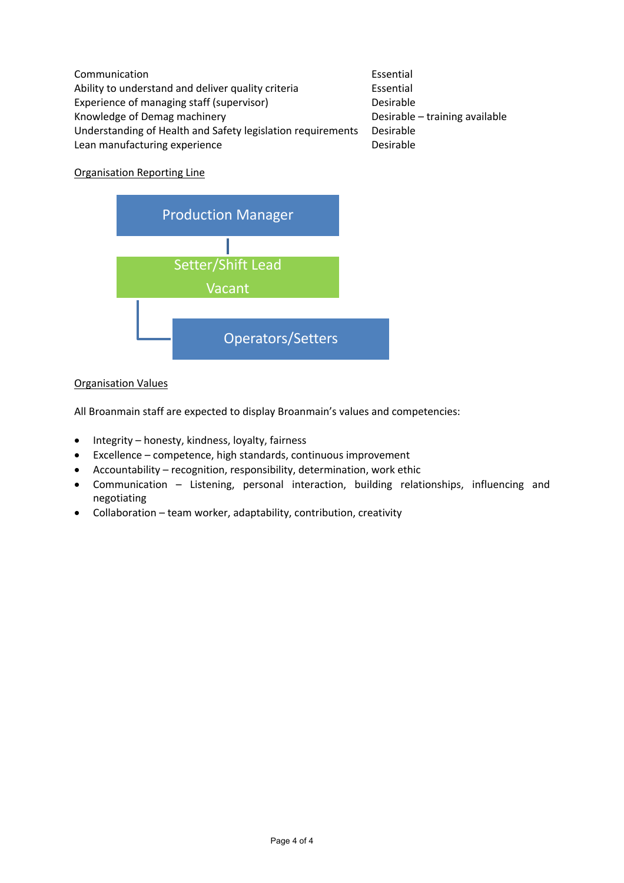| | |
|---|---|
| Communication | Essential |
| Ability to understand and deliver quality criteria | Essential |
| Experience of managing staff (supervisor) | Desirable |
| Knowledge of Demag machinery | Desirable – training available |
| Understanding of Health and Safety legislation requirements | Desirable |
| Lean manufacturing experience | Desirable |

Organisation Reporting Line

Production Manager

Setter/Shift Lead

Vacant

Operators/Setters

Organisation Values

All Broanmain staff are expected to display Broanmain's values and competencies:

- Integrity – honesty, kindness, loyalty, fairness
- Excellence – competence, high standards, continuous improvement
- Accountability – recognition, responsibility, determination, work ethic
- Communication – Listening, personal interaction, building relationships, influencing and negotiating
- Collaboration – team worker, adaptability, contribution, creativity